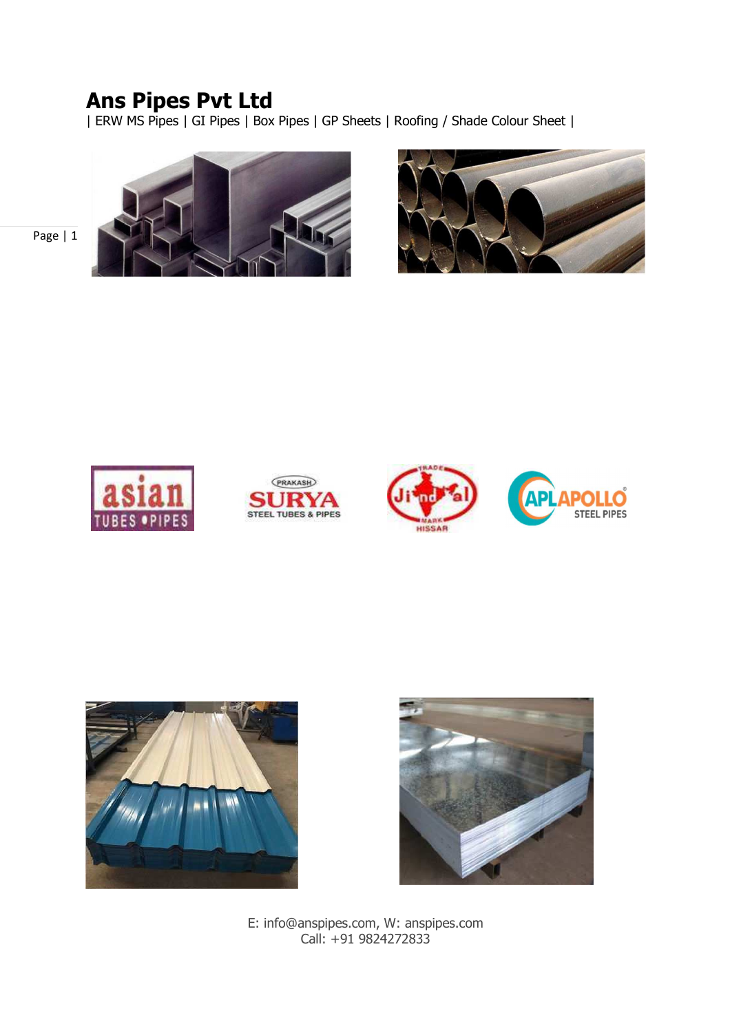# Ans Pipes Pvt Ltd

| ERW MS Pipes | GI Pipes | Box Pipes | GP Sheets | Roofing / Shade Colour Sheet |

E: info@anspipes.com, W: anspipes.com
Call: +91 9824272833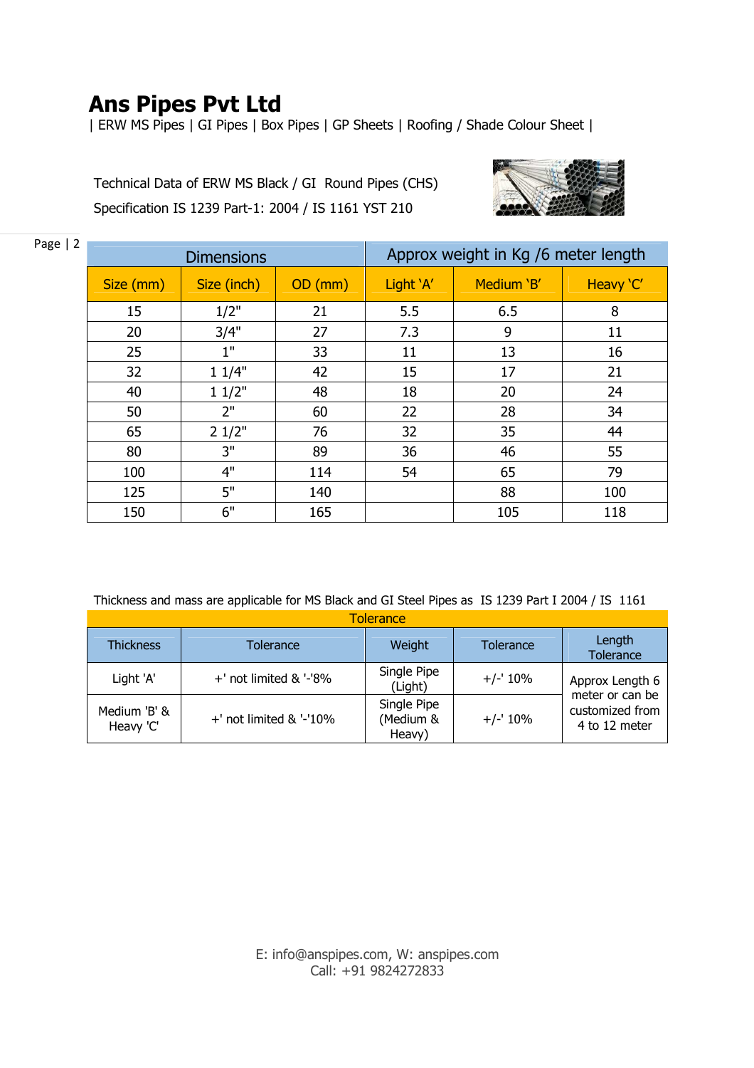# Ans Pipes Pvt Ltd

| ERW MS Pipes | GI Pipes | Box Pipes | GP Sheets | Roofing / Shade Colour Sheet |

Technical Data of ERW MS Black / GI Round Pipes (CHS)

Specification IS 1239 Part-1: 2004 / IS 1161 YST 210

| Dimensions | | | Approx weight in Kg /6 meter length | | |
|---|---|---|---|---|---|
| Size (mm) | Size (inch) | OD (mm) | Light 'A' | Medium 'B' | Heavy 'C' |
| 15 | 1/2" | 21 | 5.5 | 6.5 | 8 |
| 20 | 3/4" | 27 | 7.3 | 9 | 11 |
| 25 | 1" | 33 | 11 | 13 | 16 |
| 32 | 1 1/4" | 42 | 15 | 17 | 21 |
| 40 | 1 1/2" | 48 | 18 | 20 | 24 |
| 50 | 2" | 60 | 22 | 28 | 34 |
| 65 | 2 1/2" | 76 | 32 | 35 | 44 |
| 80 | 3" | 89 | 36 | 46 | 55 |
| 100 | 4" | 114 | 54 | 65 | 79 |
| 125 | 5" | 140 | | 88 | 100 |
| 150 | 6" | 165 | | 105 | 118 |

Thickness and mass are applicable for MS Black and GI Steel Pipes as IS 1239 Part I 2004 / IS 1161

| Tolerance | | | | |
|---|---|---|---|---|
| Thickness | Tolerance | Weight | Tolerance | Length Tolerance |
| Light 'A' | +' not limited & '-'8% | Single Pipe (Light) | +/-' 10% | Approx Length 6 meter or can be customized from 4 to 12 meter |
| Medium 'B' & Heavy 'C' | +' not limited & '-'10% | Single Pipe (Medium & Heavy) | +/-' 10% | |

E: info@anspipes.com, W: anspipes.com
Call: +91 9824272833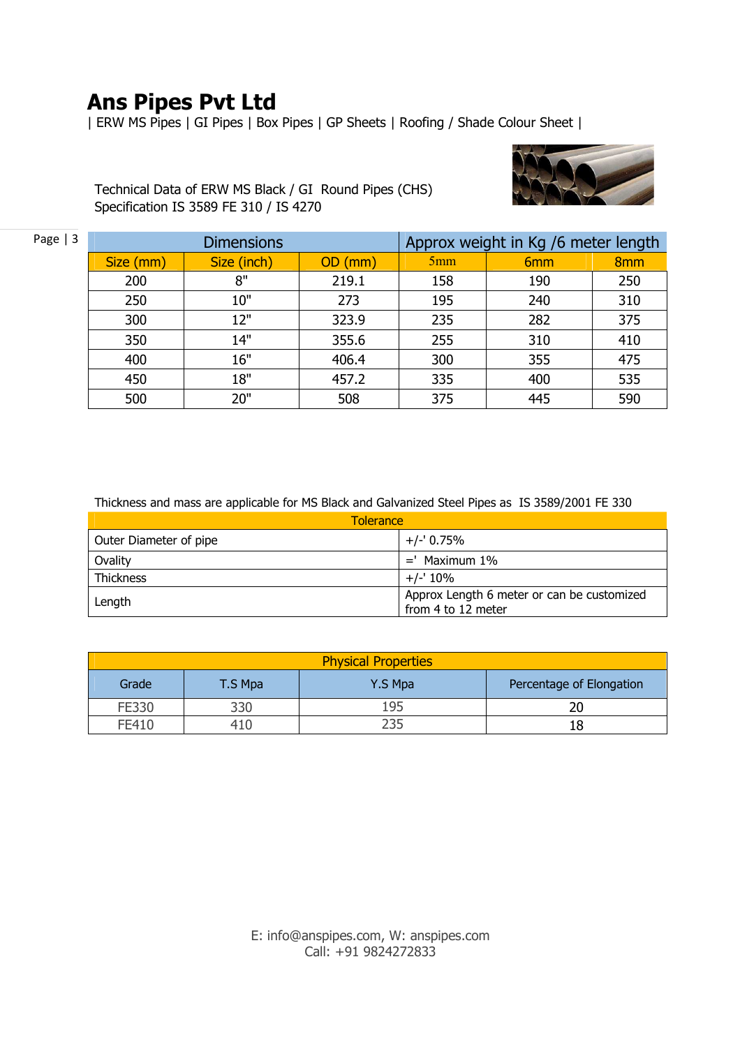# Ans Pipes Pvt Ltd

| ERW MS Pipes | GI Pipes | Box Pipes | GP Sheets | Roofing / Shade Colour Sheet |

Technical Data of ERW MS Black / GI Round Pipes (CHS)
Specification IS 3589 FE 310 / IS 4270

| Dimensions | | | Approx weight in Kg /6 meter length | | |
|---|---|---|---|---|---|
| Size (mm) | Size (inch) | OD (mm) | 5mm | 6mm | 8mm |
| 200 | 8" | 219.1 | 158 | 190 | 250 |
| 250 | 10" | 273 | 195 | 240 | 310 |
| 300 | 12" | 323.9 | 235 | 282 | 375 |
| 350 | 14" | 355.6 | 255 | 310 | 410 |
| 400 | 16" | 406.4 | 300 | 355 | 475 |
| 450 | 18" | 457.2 | 335 | 400 | 535 |
| 500 | 20" | 508 | 375 | 445 | 590 |

Thickness and mass are applicable for MS Black and Galvanized Steel Pipes as IS 3589/2001 FE 330

| Tolerance | |
|---|---|
| Outer Diameter of pipe | +/-' 0.75% |
| Ovality | =' Maximum 1% |
| Thickness | +/-' 10% |
| Length | Approx Length 6 meter or can be customized from 4 to 12 meter |

| Physical Properties | | | |
|---|---|---|---|
| Grade | T.S Mpa | Y.S Mpa | Percentage of Elongation |
| FE330 | 330 | 195 | 20 |
| FE410 | 410 | 235 | 18 |

E: info@anspipes.com, W: anspipes.com
Call: +91 9824272833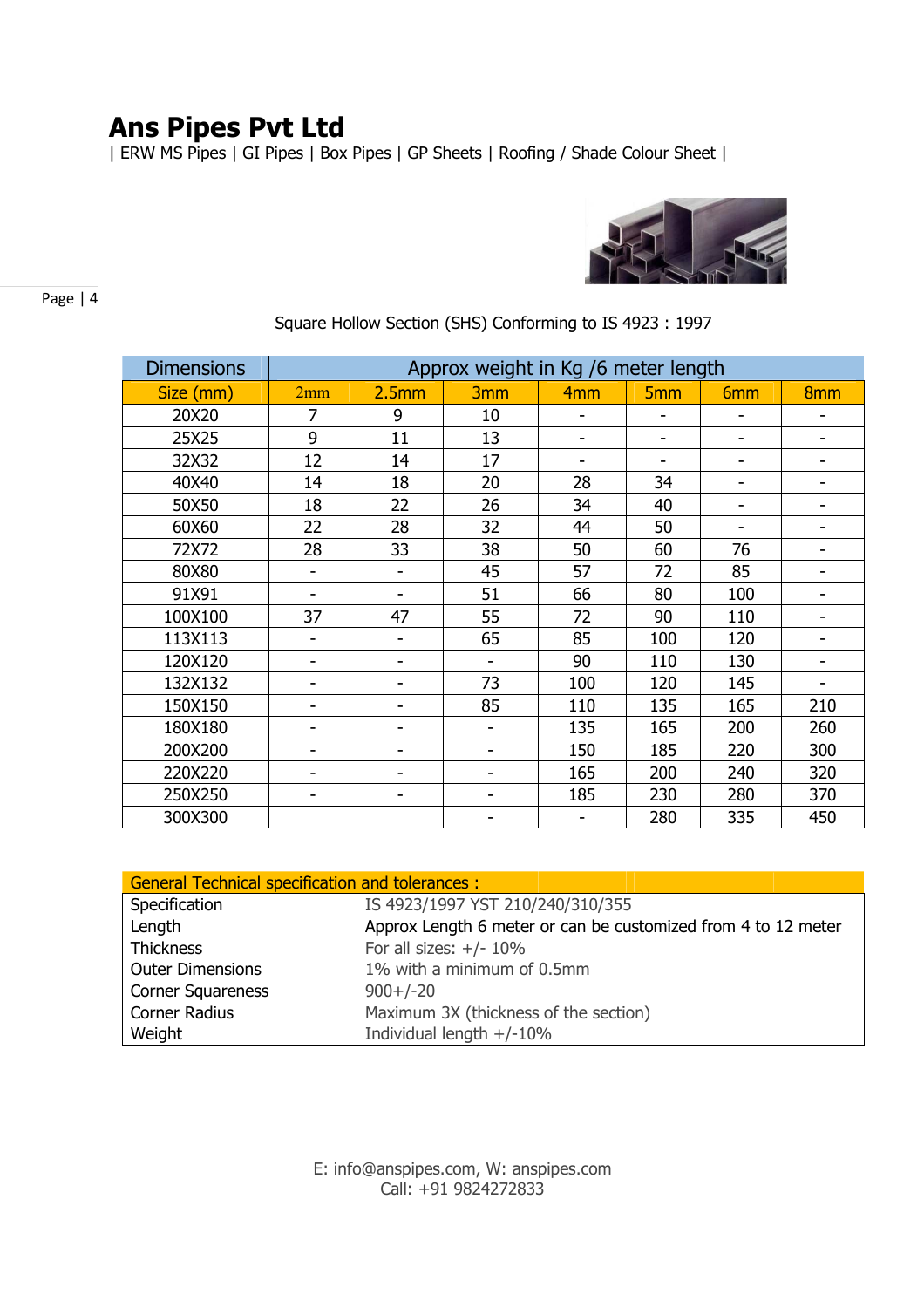# Ans Pipes Pvt Ltd

| ERW MS Pipes | GI Pipes | Box Pipes | GP Sheets | Roofing / Shade Colour Sheet |

Square Hollow Section (SHS) Conforming to IS 4923 : 1997

| Dimensions | Approx weight in Kg /6 meter length | | | | | | |
|---|---|---|---|---|---|---|---|
| Size (mm) | 2mm | 2.5mm | 3mm | 4mm | 5mm | 6mm | 8mm |
| 20X20 | 7 | 9 | 10 | - | - | - | - |
| 25X25 | 9 | 11 | 13 | - | - | - | - |
| 32X32 | 12 | 14 | 17 | - | - | - | - |
| 40X40 | 14 | 18 | 20 | 28 | 34 | - | - |
| 50X50 | 18 | 22 | 26 | 34 | 40 | - | - |
| 60X60 | 22 | 28 | 32 | 44 | 50 | - | - |
| 72X72 | 28 | 33 | 38 | 50 | 60 | 76 | - |
| 80X80 | - | - | 45 | 57 | 72 | 85 | - |
| 91X91 | - | - | 51 | 66 | 80 | 100 | - |
| 100X100 | 37 | 47 | 55 | 72 | 90 | 110 | - |
| 113X113 | - | - | 65 | 85 | 100 | 120 | - |
| 120X120 | - | - | - | 90 | 110 | 130 | - |
| 132X132 | - | - | 73 | 100 | 120 | 145 | - |
| 150X150 | - | - | 85 | 110 | 135 | 165 | 210 |
| 180X180 | - | - | - | 135 | 165 | 200 | 260 |
| 200X200 | - | - | - | 150 | 185 | 220 | 300 |
| 220X220 | - | - | - | 165 | 200 | 240 | 320 |
| 250X250 | - | - | - | 185 | 230 | 280 | 370 |
| 300X300 | | | - | - | 280 | 335 | 450 |

| General Technical specification and tolerances : | |
|---|---|
| Specification | IS 4923/1997 YST 210/240/310/355 |
| Length | Approx Length 6 meter or can be customized from 4 to 12 meter |
| Thickness | For all sizes: +/- 10% |
| Outer Dimensions | 1% with a minimum of 0.5mm |
| Corner Squareness | 900+/-20 |
| Corner Radius | Maximum 3X (thickness of the section) |
| Weight | Individual length +/-10% |

E: info@anspipes.com, W: anspipes.com
Call: +91 9824272833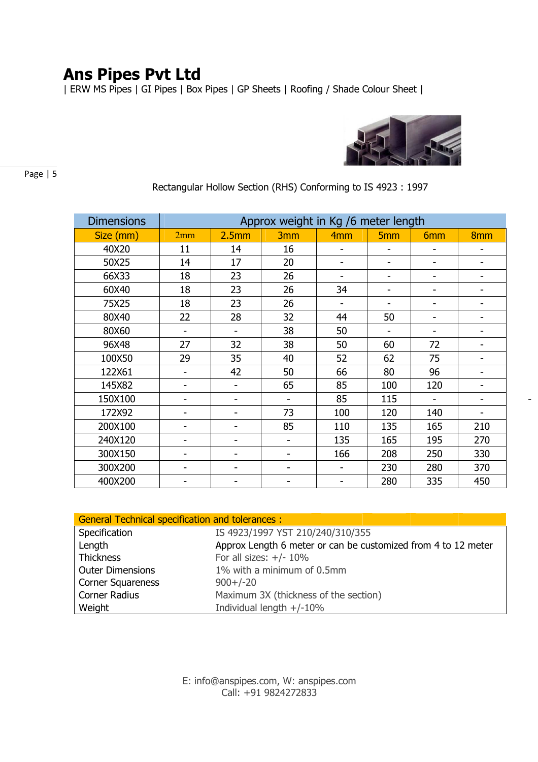# Ans Pipes Pvt Ltd

| ERW MS Pipes | GI Pipes | Box Pipes | GP Sheets | Roofing / Shade Colour Sheet |

Rectangular Hollow Section (RHS) Conforming to IS 4923 : 1997

| Dimensions | Approx weight in Kg /6 meter length | | | | | | |
|---|---|---|---|---|---|---|---|
| Size (mm) | 2mm | 2.5mm | 3mm | 4mm | 5mm | 6mm | 8mm |
| 40X20 | 11 | 14 | 16 | - | - | - | - |
| 50X25 | 14 | 17 | 20 | - | - | - | - |
| 66X33 | 18 | 23 | 26 | - | - | - | - |
| 60X40 | 18 | 23 | 26 | 34 | - | - | - |
| 75X25 | 18 | 23 | 26 | - | - | - | - |
| 80X40 | 22 | 28 | 32 | 44 | 50 | - | - |
| 80X60 | - | - | 38 | 50 | - | - | - |
| 96X48 | 27 | 32 | 38 | 50 | 60 | 72 | - |
| 100X50 | 29 | 35 | 40 | 52 | 62 | 75 | - |
| 122X61 | - | 42 | 50 | 66 | 80 | 96 | - |
| 145X82 | - | - | 65 | 85 | 100 | 120 | - |
| 150X100 | - | - | - | 85 | 115 | - | - |
| 172X92 | - | - | 73 | 100 | 120 | 140 | - |
| 200X100 | - | - | 85 | 110 | 135 | 165 | 210 |
| 240X120 | - | - | - | 135 | 165 | 195 | 270 |
| 300X150 | - | - | - | 166 | 208 | 250 | 330 |
| 300X200 | - | - | - | - | 230 | 280 | 370 |
| 400X200 | - | - | - | - | 280 | 335 | 450 |

| General Technical specification and tolerances : | |
|---|---|
| Specification | IS 4923/1997 YST 210/240/310/355 |
| Length | Approx Length 6 meter or can be customized from 4 to 12 meter |
| Thickness | For all sizes: +/- 10% |
| Outer Dimensions | 1% with a minimum of 0.5mm |
| Corner Squareness | 900+/-20 |
| Corner Radius | Maximum 3X (thickness of the section) |
| Weight | Individual length +/-10% |

E: info@anspipes.com, W: anspipes.com
Call: +91 9824272833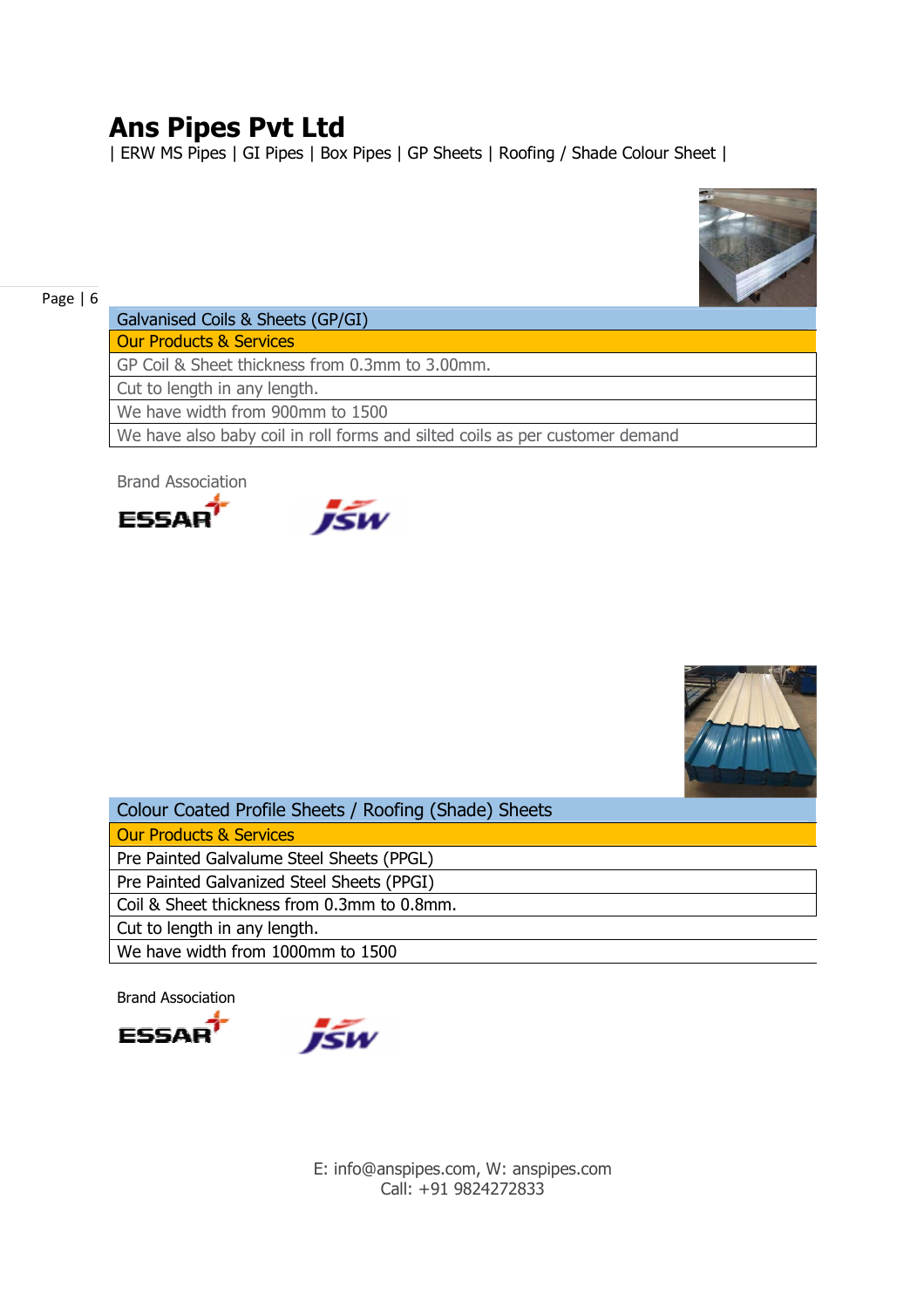# Ans Pipes Pvt Ltd

| ERW MS Pipes | GI Pipes | Box Pipes | GP Sheets | Roofing / Shade Colour Sheet |

| Galvanised Coils & Sheets (GP/GI) |
| --- |
| Our Products & Services |
| GP Coil & Sheet thickness from 0.3mm to 3.00mm. |
| Cut to length in any length. |
| We have width from 900mm to 1500 |
| We have also baby coil in roll forms and silted coils as per customer demand |

Brand Association

ESSAR JSW

| Colour Coated Profile Sheets / Roofing (Shade) Sheets |
| --- |
| Our Products & Services |
| Pre Painted Galvalume Steel Sheets (PPGL) |
| Pre Painted Galvanized Steel Sheets (PPGI) |
| Coil & Sheet thickness from 0.3mm to 0.8mm. |
| Cut to length in any length. |
| We have width from 1000mm to 1500 |

Brand Association

ESSAR JSW

E: info@anspipes.com, W: anspipes.com
Call: +91 9824272833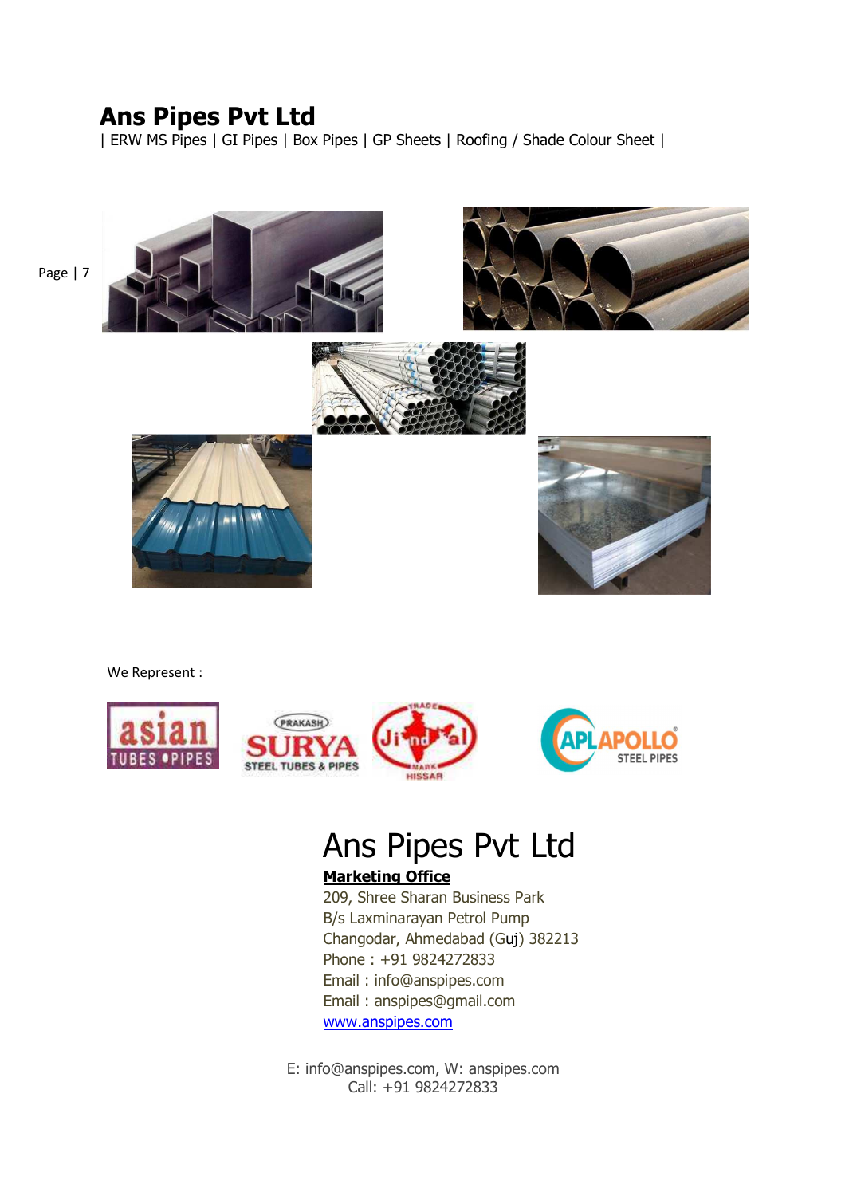# Ans Pipes Pvt Ltd

| ERW MS Pipes | GI Pipes | Box Pipes | GP Sheets | Roofing / Shade Colour Sheet |

We Represent :

# Ans Pipes Pvt Ltd

**Marketing Office**

209, Shree Sharan Business Park
B/s Laxminarayan Petrol Pump
Changodar, Ahmedabad (Guj) 382213
Phone : +91 9824272833
Email : info@anspipes.com
Email : anspipes@gmail.com
www.anspipes.com

E: info@anspipes.com, W: anspipes.com
Call: +91 9824272833